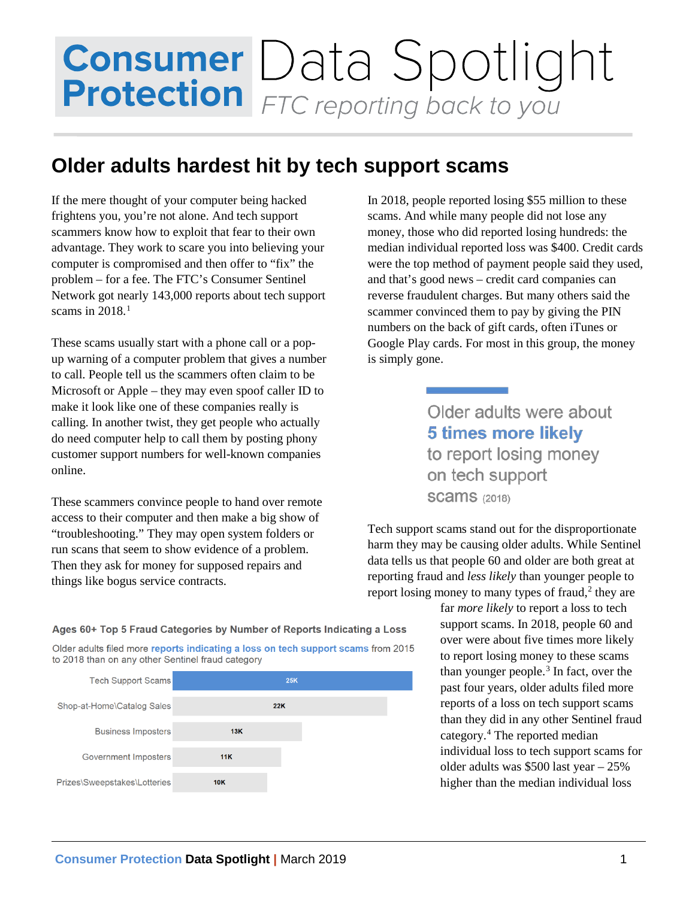# Consumer Protection Data Spotlight

*FTC reporting back to you*

## Older adults hardest hit by tech support scams

If the mere thought of your computer being hacked frightens you, you're not alone. And tech support scammers know how to exploit that fear to their own advantage. They work to scare you into believing your computer is compromised and then offer to "fix" the problem – for a fee. The FTC's Consumer Sentinel Network got nearly 143,000 reports about tech support scams in 2018.[1]

These scams usually start with a phone call or a pop-up warning of a computer problem that gives a number to call. People tell us the scammers often claim to be Microsoft or Apple – they may even spoof caller ID to make it look like one of these companies really is calling. In another twist, they get people who actually do need computer help to call them by posting phony customer support numbers for well-known companies online.

These scammers convince people to hand over remote access to their computer and then make a big show of "troubleshooting." They may open system folders or run scans that seem to show evidence of a problem. Then they ask for money for supposed repairs and things like bogus service contracts.

In 2018, people reported losing $55 million to these scams. And while many people did not lose any money, those who did reported losing hundreds: the median individual reported loss was $400. Credit cards were the top method of payment people said they used, and that's good news – credit card companies can reverse fraudulent charges. But many others said the scammer convinced them to pay by giving the PIN numbers on the back of gift cards, often iTunes or Google Play cards. For most in this group, the money is simply gone.

> Older adults were about **5 times more likely** to report losing money on tech support scams (2018)

Tech support scams stand out for the disproportionate harm they may be causing older adults. While Sentinel data tells us that people 60 and older are both great at reporting fraud and *less likely* than younger people to report losing money to many types of fraud,[2] they are far *more likely* to report a loss to tech support scams. In 2018, people 60 and over were about five times more likely to report losing money to these scams than younger people.[3] In fact, over the past four years, older adults filed more reports of a loss on tech support scams than they did in any other Sentinel fraud category.[4] The reported median individual loss to tech support scams for older adults was $500 last year – 25% higher than the median individual loss

**Ages 60+ Top 5 Fraud Categories by Number of Reports Indicating a Loss**

Older adults filed more **reports indicating a loss on tech support scams** from 2015 to 2018 than on any other Sentinel fraud category

| Category | Reports |
| --- | --- |
| Tech Support Scams | 25K |
| Shop-at-Home\Catalog Sales | 22K |
| Business Imposters | 13K |
| Government Imposters | 11K |
| Prizes\Sweepstakes\Lotteries | 10K |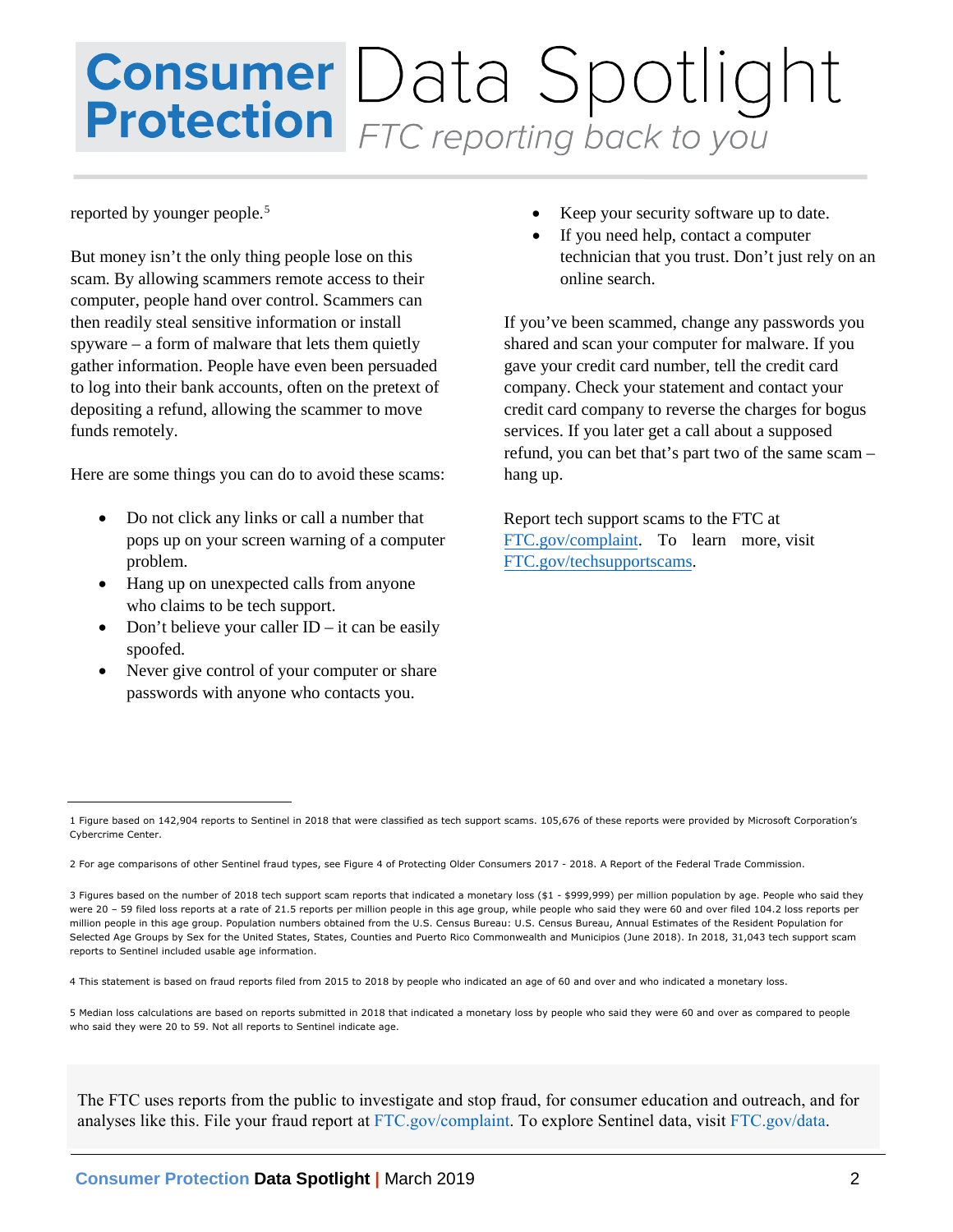reported by younger people.[5]

But money isn't the only thing people lose on this scam. By allowing scammers remote access to their computer, people hand over control. Scammers can then readily steal sensitive information or install spyware – a form of malware that lets them quietly gather information. People have even been persuaded to log into their bank accounts, often on the pretext of depositing a refund, allowing the scammer to move funds remotely.

Here are some things you can do to avoid these scams:

- Do not click any links or call a number that pops up on your screen warning of a computer problem.
- Hang up on unexpected calls from anyone who claims to be tech support.
- Don't believe your caller ID – it can be easily spoofed.
- Never give control of your computer or share passwords with anyone who contacts you.
- Keep your security software up to date.
- If you need help, contact a computer technician that you trust. Don't just rely on an online search.

If you've been scammed, change any passwords you shared and scan your computer for malware. If you gave your credit card number, tell the credit card company. Check your statement and contact your credit card company to reverse the charges for bogus services. If you later get a call about a supposed refund, you can bet that's part two of the same scam – hang up.

Report tech support scams to the FTC at FTC.gov/complaint. To learn more, visit FTC.gov/techsupportscams.

---

1 Figure based on 142,904 reports to Sentinel in 2018 that were classified as tech support scams. 105,676 of these reports were provided by Microsoft Corporation's Cybercrime Center.

2 For age comparisons of other Sentinel fraud types, see Figure 4 of Protecting Older Consumers 2017 - 2018. A Report of the Federal Trade Commission.

3 Figures based on the number of 2018 tech support scam reports that indicated a monetary loss ($1 - $999,999) per million population by age. People who said they were 20 – 59 filed loss reports at a rate of 21.5 reports per million people in this age group, while people who said they were 60 and over filed 104.2 loss reports per million people in this age group. Population numbers obtained from the U.S. Census Bureau: U.S. Census Bureau, Annual Estimates of the Resident Population for Selected Age Groups by Sex for the United States, States, Counties and Puerto Rico Commonwealth and Municipios (June 2018). In 2018, 31,043 tech support scam reports to Sentinel included usable age information.

4 This statement is based on fraud reports filed from 2015 to 2018 by people who indicated an age of 60 and over and who indicated a monetary loss.

5 Median loss calculations are based on reports submitted in 2018 that indicated a monetary loss by people who said they were 60 and over as compared to people who said they were 20 to 59. Not all reports to Sentinel indicate age.

The FTC uses reports from the public to investigate and stop fraud, for consumer education and outreach, and for analyses like this. File your fraud report at FTC.gov/complaint. To explore Sentinel data, visit FTC.gov/data.